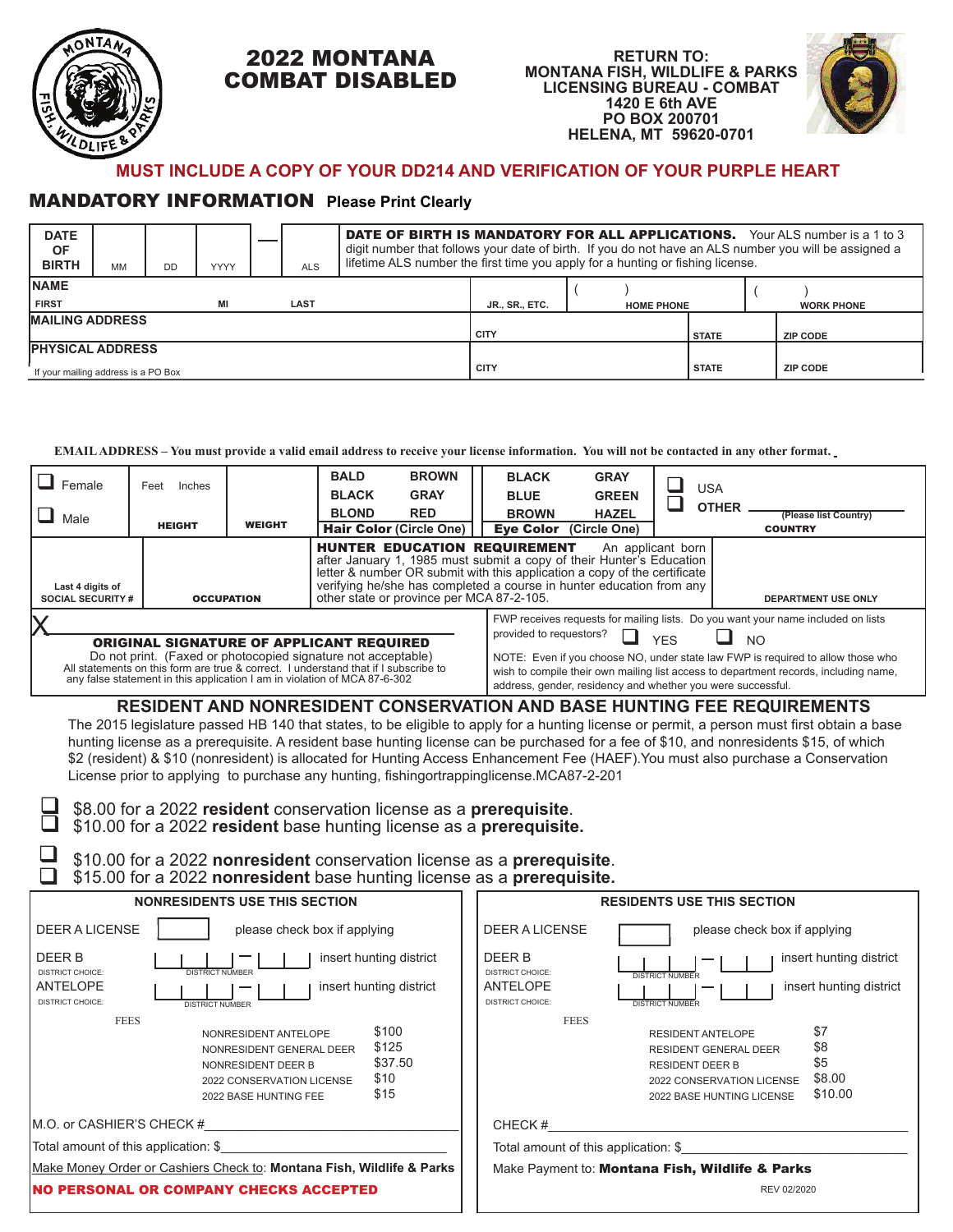# 2022 MONTANA COMBAT DISABLED

**RETURN TO:**
**MONTANA FISH, WILDLIFE & PARKS**
**LICENSING BUREAU - COMBAT**
**1420 E 6th AVE**
**PO BOX 200701**
**HELENA, MT 59620-0701**

**MUST INCLUDE A COPY OF YOUR DD214 AND VERIFICATION OF YOUR PURPLE HEART**

## MANDATORY INFORMATION Please Print Clearly

| DATE OF BIRTH | MM | DD | YYYY | — | ALS | **DATE OF BIRTH IS MANDATORY FOR ALL APPLICATIONS.** Your ALS number is a 1 to 3 digit number that follows your date of birth. If you do not have an ALS number you will be assigned a lifetime ALS number the first time you apply for a hunting or fishing license. |
|---|---|---|---|---|---|---|

| NAME | | | | | |
|---|---|---|---|---|---|
| FIRST | MI | LAST | JR., SR., ETC. | ( ) HOME PHONE | ( ) WORK PHONE |

| MAILING ADDRESS | CITY | STATE | ZIP CODE |
|---|---|---|---|
| **PHYSICAL ADDRESS** If your mailing address is a PO Box | CITY | STATE | ZIP CODE |

**EMAIL ADDRESS – You must provide a valid email address to receive your license information. You will not be contacted in any other format.**

| ☐ Female ☐ Male | Feet Inches HEIGHT | WEIGHT | BALD BROWN BLACK GRAY BLOND RED **Hair Color (Circle One)** | BLACK GRAY BLUE GREEN BROWN HAZEL **Eye Color (Circle One)** | ☐ USA ☐ OTHER ______ (Please list Country) COUNTRY |
|---|---|---|---|---|---|
| Last 4 digits of SOCIAL SECURITY # | OCCUPATION | | **HUNTER EDUCATION REQUIREMENT** An applicant born after January 1, 1985 must submit a copy of their Hunter's Education letter & number OR submit with this application a copy of the certificate verifying he/she has completed a course in hunter education from any other state or province per MCA 87-2-105. | | DEPARTMENT USE ONLY |

X ______________________________

**ORIGINAL SIGNATURE OF APPLICANT REQUIRED**
Do not print. (Faxed or photocopied signature not acceptable)
All statements on this form are true & correct. I understand that if I subscribe to any false statement in this application I am in violation of MCA 87-6-302

FWP receives requests for mailing lists. Do you want your name included on lists provided to requestors? ☐ YES ☐ NO

NOTE: Even if you choose NO, under state law FWP is required to allow those who wish to compile their own mailing list access to department records, including name, address, gender, residency and whether you were successful.

## RESIDENT AND NONRESIDENT CONSERVATION AND BASE HUNTING FEE REQUIREMENTS

The 2015 legislature passed HB 140 that states, to be eligible to apply for a hunting license or permit, a person must first obtain a base hunting license as a prerequisite. A resident base hunting license can be purchased for a fee of $10, and nonresidents $15, of which $2 (resident) & $10 (nonresident) is allocated for Hunting Access Enhancement Fee (HAEF).You must also purchase a Conservation License prior to applying to purchase any hunting, fishingortrappinglicense.MCA87-2-201

- ☐ $8.00 for a 2022 **resident** conservation license as a **prerequisite**.
- ☐ $10.00 for a 2022 **resident** base hunting license as a **prerequisite.**

- ☐ $10.00 for a 2022 **nonresident** conservation license as a **prerequisite**.
- ☐ $15.00 for a 2022 **nonresident** base hunting license as a **prerequisite.**

### NONRESIDENTS USE THIS SECTION

DEER A LICENSE ☐ please check box if applying

DEER B (DISTRICT CHOICE:) |_|_|_| — |_|_|_| DISTRICT NUMBER — insert hunting district

ANTELOPE (DISTRICT CHOICE:) |_|_|_| — |_|_|_| DISTRICT NUMBER — insert hunting district

FEES

| | |
|---|---|
| NONRESIDENT ANTELOPE | $100 |
| NONRESIDENT GENERAL DEER | $125 |
| NONRESIDENT DEER B | $37.50 |
| 2022 CONSERVATION LICENSE | $10 |
| 2022 BASE HUNTING FEE | $15 |

M.O. or CASHIER'S CHECK #______________________

Total amount of this application: $______________________

Make Money Order or Cashiers Check to: **Montana Fish, Wildlife & Parks**

**NO PERSONAL OR COMPANY CHECKS ACCEPTED**

### RESIDENTS USE THIS SECTION

DEER A LICENSE ☐ please check box if applying

DEER B (DISTRICT CHOICE:) |_|_|_| — |_|_|_| DISTRICT NUMBER — insert hunting district

ANTELOPE (DISTRICT CHOICE:) |_|_|_| — |_|_|_| DISTRICT NUMBER — insert hunting district

FEES

| | |
|---|---|
| RESIDENT ANTELOPE | $7 |
| RESIDENT GENERAL DEER | $8 |
| RESIDENT DEER B | $5 |
| 2022 CONSERVATION LICENSE | $8.00 |
| 2022 BASE HUNTING LICENSE | $10.00 |

CHECK #______________________

Total amount of this application: $______________________

Make Payment to: **Montana Fish, Wildlife & Parks**

REV 02/2020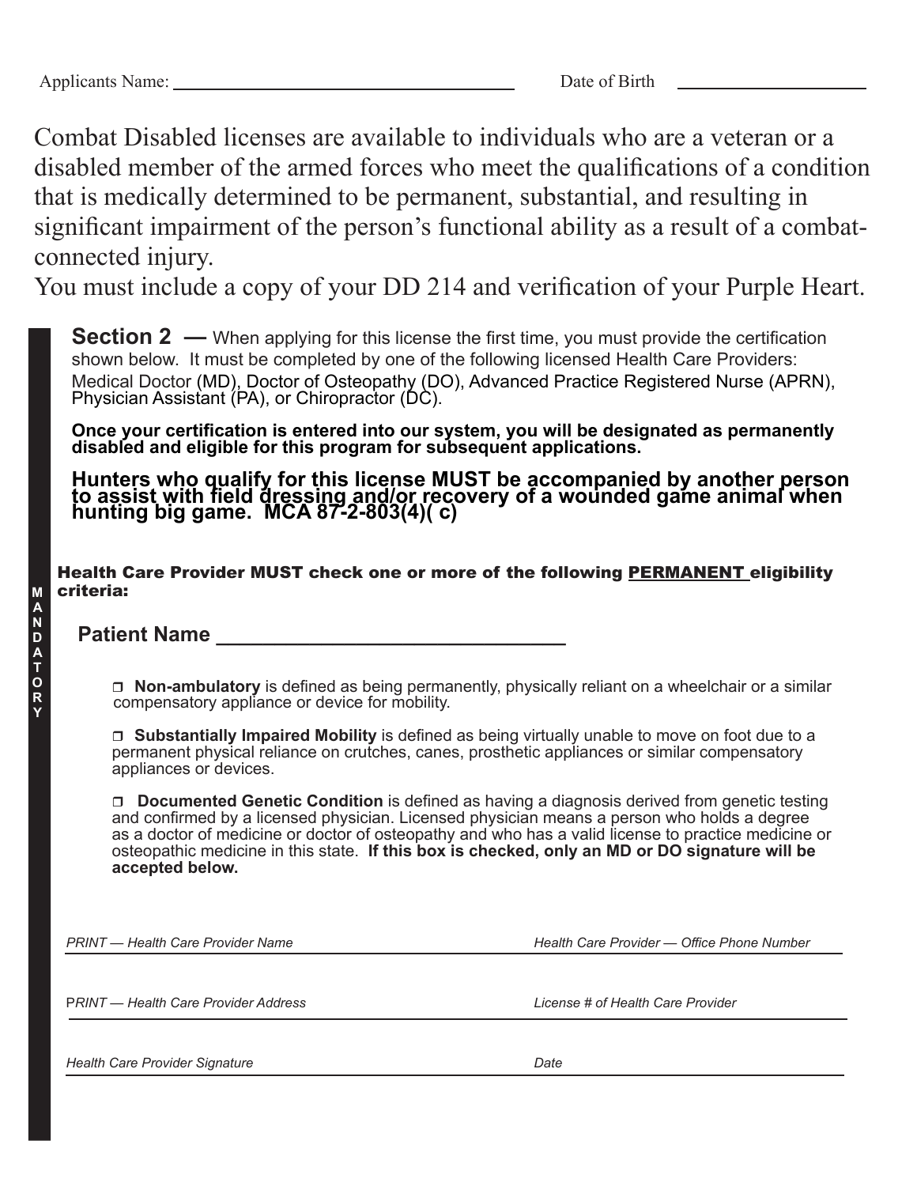Applicants Name: ______________________________ Date of Birth ____________________

Combat Disabled licenses are available to individuals who are a veteran or a disabled member of the armed forces who meet the qualifications of a condition that is medically determined to be permanent, substantial, and resulting in significant impairment of the person's functional ability as a result of a combat-connected injury.

You must include a copy of your DD 214 and verification of your Purple Heart.

MANDATORY

**Section 2 —** When applying for this license the first time, you must provide the certification shown below. It must be completed by one of the following licensed Health Care Providers: Medical Doctor (MD), Doctor of Osteopathy (DO), Advanced Practice Registered Nurse (APRN), Physician Assistant (PA), or Chiropractor (DC).

**Once your certification is entered into our system, you will be designated as permanently disabled and eligible for this program for subsequent applications.**

**Hunters who qualify for this license MUST be accompanied by another person to assist with field dressing and/or recovery of a wounded game animal when hunting big game. MCA 87-2-803(4)( c)**

**Health Care Provider MUST check one or more of the following PERMANENT eligibility criteria:**

**Patient Name** ______________________________

- ☐ **Non-ambulatory** is defined as being permanently, physically reliant on a wheelchair or a similar compensatory appliance or device for mobility.
- ☐ **Substantially Impaired Mobility** is defined as being virtually unable to move on foot due to a permanent physical reliance on crutches, canes, prosthetic appliances or similar compensatory appliances or devices.
- ☐ **Documented Genetic Condition** is defined as having a diagnosis derived from genetic testing and confirmed by a licensed physician. Licensed physician means a person who holds a degree as a doctor of medicine or doctor of osteopathy and who has a valid license to practice medicine or osteopathic medicine in this state. **If this box is checked, only an MD or DO signature will be accepted below.**

_PRINT — Health Care Provider Name_ ______________________________ _Health Care Provider — Office Phone Number_ ______________________________

_PRINT — Health Care Provider Address_ ______________________________ _License # of Health Care Provider_ ______________________________

_Health Care Provider Signature_ ______________________________ _Date_ ______________________________